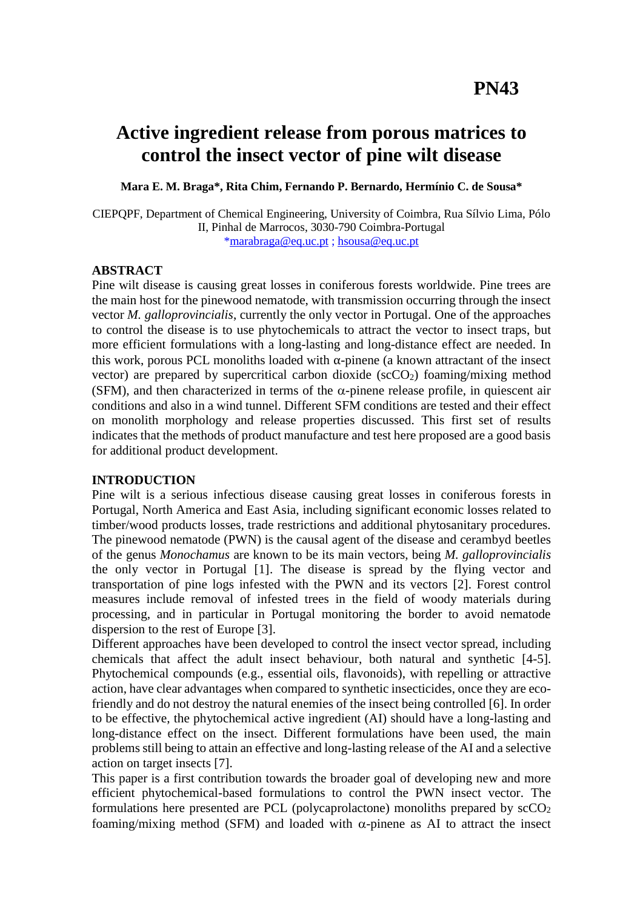PN43

# Active ingredient release from porous matrices to control the insect vector of pine wilt disease

**Mara E. M. Braga*, Rita Chim, Fernando P. Bernardo, Hermínio C. de Sousa***

CIEPQPF, Department of Chemical Engineering, University of Coimbra, Rua Sílvio Lima, Pólo II, Pinhal de Marrocos, 3030-790 Coimbra-Portugal
*marabraga@eq.uc.pt ; hsousa@eq.uc.pt

## ABSTRACT

Pine wilt disease is causing great losses in coniferous forests worldwide. Pine trees are the main host for the pinewood nematode, with transmission occurring through the insect vector *M. galloprovincialis*, currently the only vector in Portugal. One of the approaches to control the disease is to use phytochemicals to attract the vector to insect traps, but more efficient formulations with a long-lasting and long-distance effect are needed. In this work, porous PCL monoliths loaded with $\alpha$-pinene (a known attractant of the insect vector) are prepared by supercritical carbon dioxide ($scCO_2$) foaming/mixing method (SFM), and then characterized in terms of the $\alpha$-pinene release profile, in quiescent air conditions and also in a wind tunnel. Different SFM conditions are tested and their effect on monolith morphology and release properties discussed. This first set of results indicates that the methods of product manufacture and test here proposed are a good basis for additional product development.

## INTRODUCTION

Pine wilt is a serious infectious disease causing great losses in coniferous forests in Portugal, North America and East Asia, including significant economic losses related to timber/wood products losses, trade restrictions and additional phytosanitary procedures. The pinewood nematode (PWN) is the causal agent of the disease and cerambyd beetles of the genus *Monochamus* are known to be its main vectors, being *M. galloprovincialis* the only vector in Portugal [1]. The disease is spread by the flying vector and transportation of pine logs infested with the PWN and its vectors [2]. Forest control measures include removal of infested trees in the field of woody materials during processing, and in particular in Portugal monitoring the border to avoid nematode dispersion to the rest of Europe [3].

Different approaches have been developed to control the insect vector spread, including chemicals that affect the adult insect behaviour, both natural and synthetic [4-5]. Phytochemical compounds (e.g., essential oils, flavonoids), with repelling or attractive action, have clear advantages when compared to synthetic insecticides, once they are eco-friendly and do not destroy the natural enemies of the insect being controlled [6]. In order to be effective, the phytochemical active ingredient (AI) should have a long-lasting and long-distance effect on the insect. Different formulations have been used, the main problems still being to attain an effective and long-lasting release of the AI and a selective action on target insects [7].

This paper is a first contribution towards the broader goal of developing new and more efficient phytochemical-based formulations to control the PWN insect vector. The formulations here presented are PCL (polycaprolactone) monoliths prepared by $scCO_2$ foaming/mixing method (SFM) and loaded with $\alpha$-pinene as AI to attract the insect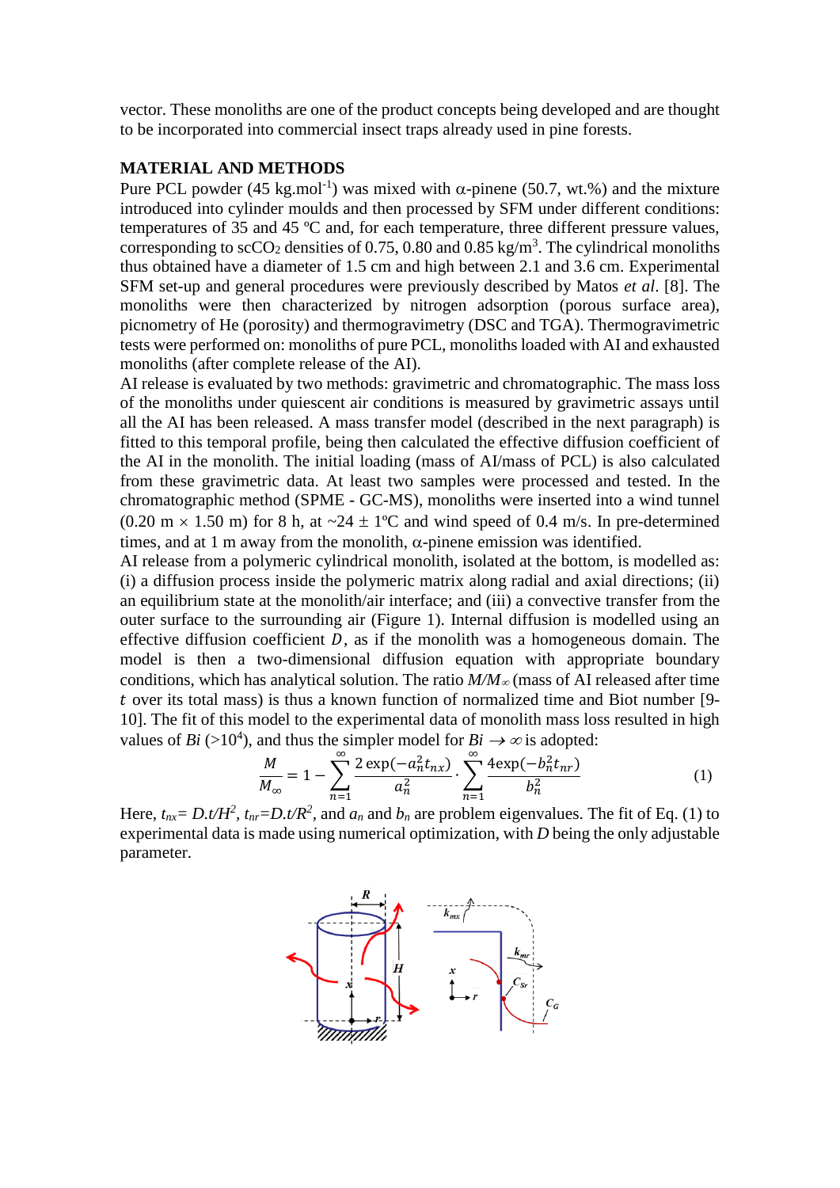vector. These monoliths are one of the product concepts being developed and are thought to be incorporated into commercial insect traps already used in pine forests.

## MATERIAL AND METHODS

Pure PCL powder (45 kg.mol$^{-1}$) was mixed with α-pinene (50.7, wt.%) and the mixture introduced into cylinder moulds and then processed by SFM under different conditions: temperatures of 35 and 45 ºC and, for each temperature, three different pressure values, corresponding to $scCO_2$ densities of 0.75, 0.80 and 0.85 kg/m$^3$. The cylindrical monoliths thus obtained have a diameter of 1.5 cm and high between 2.1 and 3.6 cm. Experimental SFM set-up and general procedures were previously described by Matos *et al*. [8]. The monoliths were then characterized by nitrogen adsorption (porous surface area), picnometry of He (porosity) and thermogravimetry (DSC and TGA). Thermogravimetric tests were performed on: monoliths of pure PCL, monoliths loaded with AI and exhausted monoliths (after complete release of the AI).

AI release is evaluated by two methods: gravimetric and chromatographic. The mass loss of the monoliths under quiescent air conditions is measured by gravimetric assays until all the AI has been released. A mass transfer model (described in the next paragraph) is fitted to this temporal profile, being then calculated the effective diffusion coefficient of the AI in the monolith. The initial loading (mass of AI/mass of PCL) is also calculated from these gravimetric data. At least two samples were processed and tested. In the chromatographic method (SPME - GC-MS), monoliths were inserted into a wind tunnel (0.20 m × 1.50 m) for 8 h, at ~24 ± 1ºC and wind speed of 0.4 m/s. In pre-determined times, and at 1 m away from the monolith, α-pinene emission was identified.

AI release from a polymeric cylindrical monolith, isolated at the bottom, is modelled as: (i) a diffusion process inside the polymeric matrix along radial and axial directions; (ii) an equilibrium state at the monolith/air interface; and (iii) a convective transfer from the outer surface to the surrounding air (Figure 1). Internal diffusion is modelled using an effective diffusion coefficient $D$, as if the monolith was a homogeneous domain. The model is then a two-dimensional diffusion equation with appropriate boundary conditions, which has analytical solution. The ratio $M/M_\infty$ (mass of AI released after time $t$ over its total mass) is thus a known function of normalized time and Biot number [9-10]. The fit of this model to the experimental data of monolith mass loss resulted in high values of $Bi$ (>10$^4$), and thus the simpler model for $Bi \to \infty$ is adopted:

$$\frac{M}{M_\infty} = 1 - \sum_{n=1}^{\infty} \frac{2\exp(-a_n^2 t_{nx})}{a_n^2} \cdot \sum_{n=1}^{\infty} \frac{4\exp(-b_n^2 t_{nr})}{b_n^2} \qquad (1)$$

Here, $t_{nx}= D.t/H^2$, $t_{nr}=D.t/R^2$, and $a_n$ and $b_n$ are problem eigenvalues. The fit of Eq. (1) to experimental data is made using numerical optimization, with $D$ being the only adjustable parameter.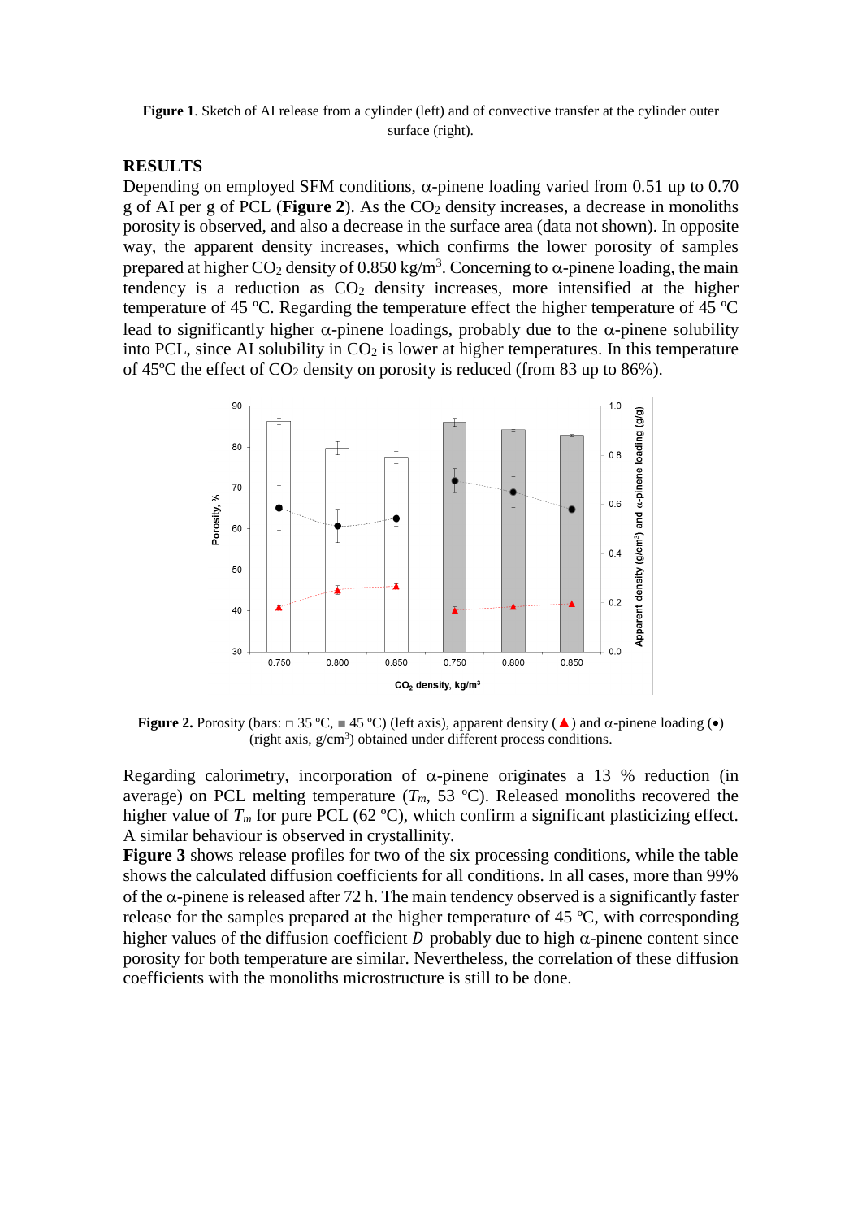**Figure 1**. Sketch of AI release from a cylinder (left) and of convective transfer at the cylinder outer surface (right).

## RESULTS

Depending on employed SFM conditions, α-pinene loading varied from 0.51 up to 0.70 g of AI per g of PCL (**Figure 2**). As the $CO_2$ density increases, a decrease in monoliths porosity is observed, and also a decrease in the surface area (data not shown). In opposite way, the apparent density increases, which confirms the lower porosity of samples prepared at higher $CO_2$ density of 0.850 kg/m$^3$. Concerning to α-pinene loading, the main tendency is a reduction as $CO_2$ density increases, more intensified at the higher temperature of 45 ºC. Regarding the temperature effect the higher temperature of 45 ºC lead to significantly higher α-pinene loadings, probably due to the α-pinene solubility into PCL, since AI solubility in $CO_2$ is lower at higher temperatures. In this temperature of 45ºC the effect of $CO_2$ density on porosity is reduced (from 83 up to 86%).

**Figure 2.** Porosity (bars: □ 35 ºC, ■ 45 ºC) (left axis), apparent density (▲) and α-pinene loading (•) (right axis, g/cm$^3$) obtained under different process conditions.

Regarding calorimetry, incorporation of α-pinene originates a 13 % reduction (in average) on PCL melting temperature ($T_m$, 53 ºC). Released monoliths recovered the higher value of $T_m$ for pure PCL (62 ºC), which confirm a significant plasticizing effect. A similar behaviour is observed in crystallinity.

**Figure 3** shows release profiles for two of the six processing conditions, while the table shows the calculated diffusion coefficients for all conditions. In all cases, more than 99% of the α-pinene is released after 72 h. The main tendency observed is a significantly faster release for the samples prepared at the higher temperature of 45 ºC, with corresponding higher values of the diffusion coefficient $D$ probably due to high α-pinene content since porosity for both temperature are similar. Nevertheless, the correlation of these diffusion coefficients with the monoliths microstructure is still to be done.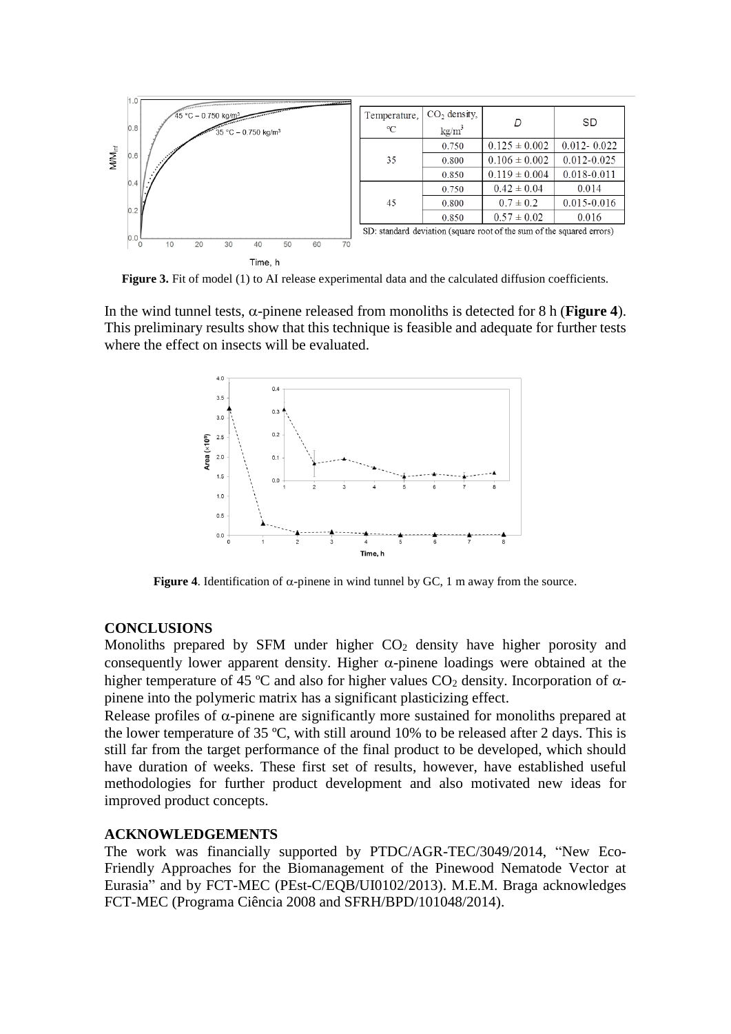| Temperature, ºC | $CO_2$ density, kg/m$^3$ | $D$ | SD |
|---|---|---|---|
| 35 | 0.750 | $0.125 \pm 0.002$ | 0.012- 0.022 |
| | 0.800 | $0.106 \pm 0.002$ | 0.012-0.025 |
| | 0.850 | $0.119 \pm 0.004$ | 0.018-0.011 |
| 45 | 0.750 | $0.42 \pm 0.04$ | 0.014 |
| | 0.800 | $0.7 \pm 0.2$ | 0.015-0.016 |
| | 0.850 | $0.57 \pm 0.02$ | 0.016 |

SD: standard deviation (square root of the sum of the squared errors)

**Figure 3.** Fit of model (1) to AI release experimental data and the calculated diffusion coefficients.

In the wind tunnel tests, α-pinene released from monoliths is detected for 8 h (**Figure 4**). This preliminary results show that this technique is feasible and adequate for further tests where the effect on insects will be evaluated.

**Figure 4**. Identification of α-pinene in wind tunnel by GC, 1 m away from the source.

## CONCLUSIONS

Monoliths prepared by SFM under higher $CO_2$ density have higher porosity and consequently lower apparent density. Higher α-pinene loadings were obtained at the higher temperature of 45 ºC and also for higher values $CO_2$ density. Incorporation of α-pinene into the polymeric matrix has a significant plasticizing effect.

Release profiles of α-pinene are significantly more sustained for monoliths prepared at the lower temperature of 35 ºC, with still around 10% to be released after 2 days. This is still far from the target performance of the final product to be developed, which should have duration of weeks. These first set of results, however, have established useful methodologies for further product development and also motivated new ideas for improved product concepts.

## ACKNOWLEDGEMENTS

The work was financially supported by PTDC/AGR-TEC/3049/2014, "New Eco-Friendly Approaches for the Biomanagement of the Pinewood Nematode Vector at Eurasia" and by FCT-MEC (PEst-C/EQB/UI0102/2013). M.E.M. Braga acknowledges FCT-MEC (Programa Ciência 2008 and SFRH/BPD/101048/2014).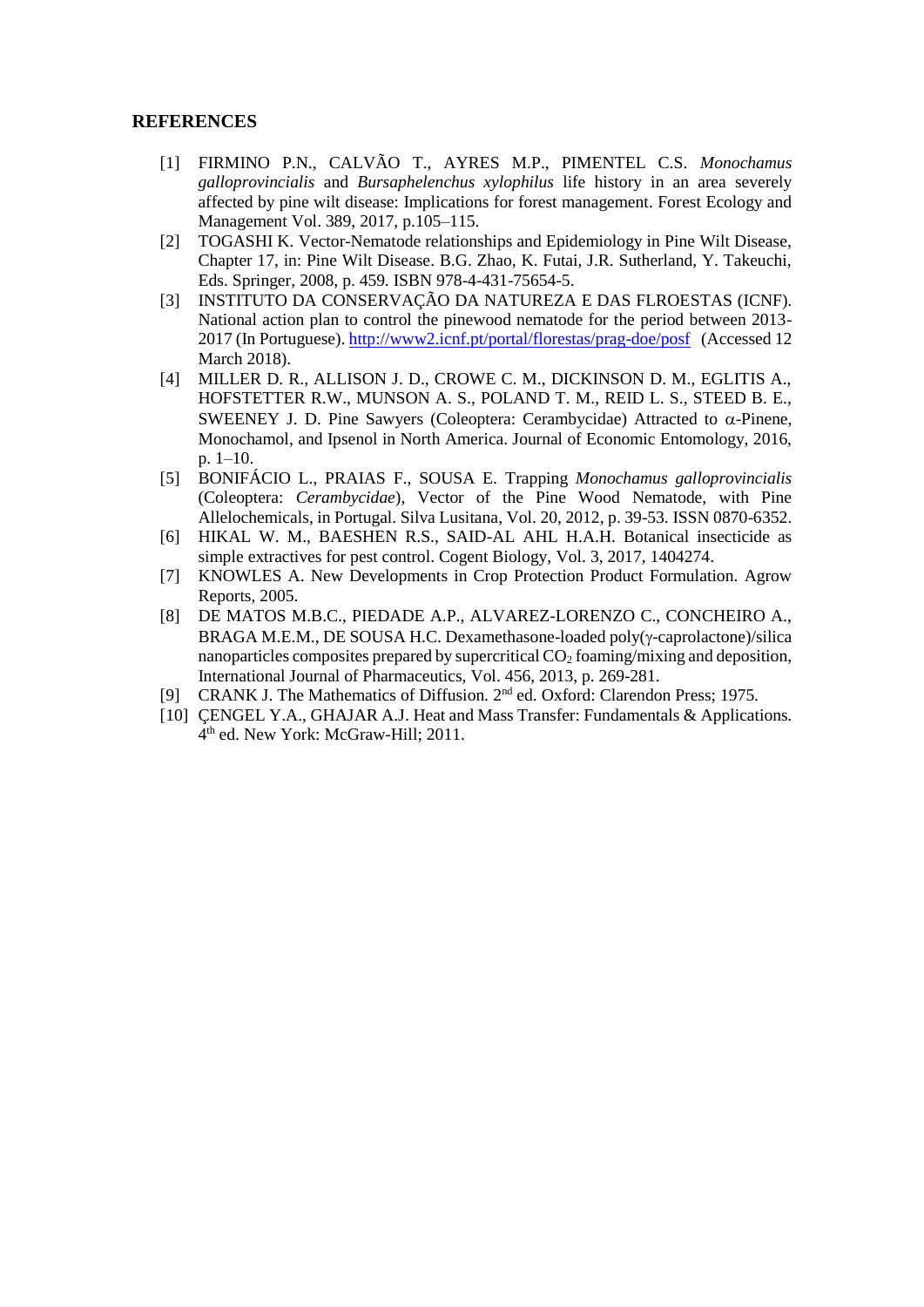## REFERENCES

[1] FIRMINO P.N., CALVÃO T., AYRES M.P., PIMENTEL C.S. *Monochamus galloprovincialis* and *Bursaphelenchus xylophilus* life history in an area severely affected by pine wilt disease: Implications for forest management. Forest Ecology and Management Vol. 389, 2017, p.105–115.

[2] TOGASHI K. Vector-Nematode relationships and Epidemiology in Pine Wilt Disease, Chapter 17, in: Pine Wilt Disease. B.G. Zhao, K. Futai, J.R. Sutherland, Y. Takeuchi, Eds. Springer, 2008, p. 459. ISBN 978-4-431-75654-5.

[3] INSTITUTO DA CONSERVAÇÃO DA NATUREZA E DAS FLROESTAS (ICNF). National action plan to control the pinewood nematode for the period between 2013-2017 (In Portuguese). http://www2.icnf.pt/portal/florestas/prag-doe/posf (Accessed 12 March 2018).

[4] MILLER D. R., ALLISON J. D., CROWE C. M., DICKINSON D. M., EGLITIS A., HOFSTETTER R.W., MUNSON A. S., POLAND T. M., REID L. S., STEED B. E., SWEENEY J. D. Pine Sawyers (Coleoptera: Cerambycidae) Attracted to $\alpha$-Pinene, Monochamol, and Ipsenol in North America. Journal of Economic Entomology, 2016, p. 1–10.

[5] BONIFÁCIO L., PRAIAS F., SOUSA E. Trapping *Monochamus galloprovincialis* (Coleoptera: *Cerambycidae*), Vector of the Pine Wood Nematode, with Pine Allelochemicals, in Portugal. Silva Lusitana, Vol. 20, 2012, p. 39-53. ISSN 0870-6352.

[6] HIKAL W. M., BAESHEN R.S., SAID-AL AHL H.A.H. Botanical insecticide as simple extractives for pest control. Cogent Biology, Vol. 3, 2017, 1404274.

[7] KNOWLES A. New Developments in Crop Protection Product Formulation. Agrow Reports, 2005.

[8] DE MATOS M.B.C., PIEDADE A.P., ALVAREZ-LORENZO C., CONCHEIRO A., BRAGA M.E.M., DE SOUSA H.C. Dexamethasone-loaded poly($\gamma$-caprolactone)/silica nanoparticles composites prepared by supercritical $CO_2$ foaming/mixing and deposition, International Journal of Pharmaceutics, Vol. 456, 2013, p. 269-281.

[9] CRANK J. The Mathematics of Diffusion. 2nd ed. Oxford: Clarendon Press; 1975.

[10] ÇENGEL Y.A., GHAJAR A.J. Heat and Mass Transfer: Fundamentals & Applications. 4th ed. New York: McGraw-Hill; 2011.